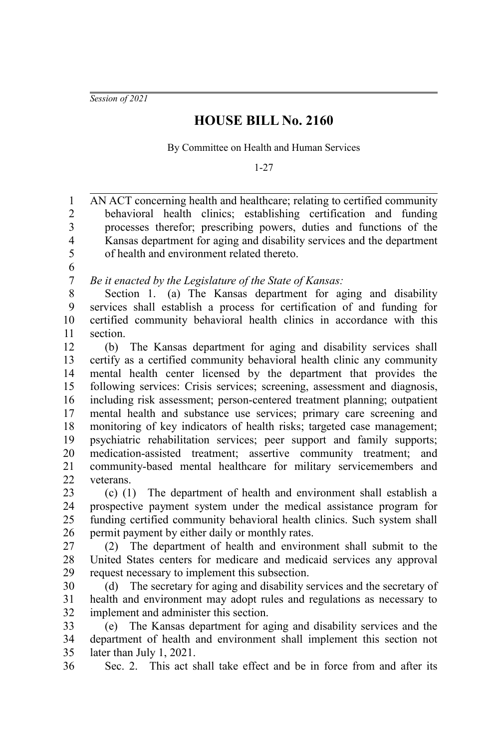*Session of 2021*

# HOUSE BILL No. 2160

By Committee on Health and Human Services

1-27

AN ACT concerning health and healthcare; relating to certified community behavioral health clinics; establishing certification and funding processes therefor; prescribing powers, duties and functions of the Kansas department for aging and disability services and the department of health and environment related thereto.

*Be it enacted by the Legislature of the State of Kansas:*

Section 1. (a) The Kansas department for aging and disability services shall establish a process for certification of and funding for certified community behavioral health clinics in accordance with this section.

(b) The Kansas department for aging and disability services shall certify as a certified community behavioral health clinic any community mental health center licensed by the department that provides the following services: Crisis services; screening, assessment and diagnosis, including risk assessment; person-centered treatment planning; outpatient mental health and substance use services; primary care screening and monitoring of key indicators of health risks; targeted case management; psychiatric rehabilitation services; peer support and family supports; medication-assisted treatment; assertive community treatment; and community-based mental healthcare for military servicemembers and veterans.

(c) (1) The department of health and environment shall establish a prospective payment system under the medical assistance program for funding certified community behavioral health clinics. Such system shall permit payment by either daily or monthly rates.

(2) The department of health and environment shall submit to the United States centers for medicare and medicaid services any approval request necessary to implement this subsection.

(d) The secretary for aging and disability services and the secretary of health and environment may adopt rules and regulations as necessary to implement and administer this section.

(e) The Kansas department for aging and disability services and the department of health and environment shall implement this section not later than July 1, 2021.

Sec. 2. This act shall take effect and be in force from and after its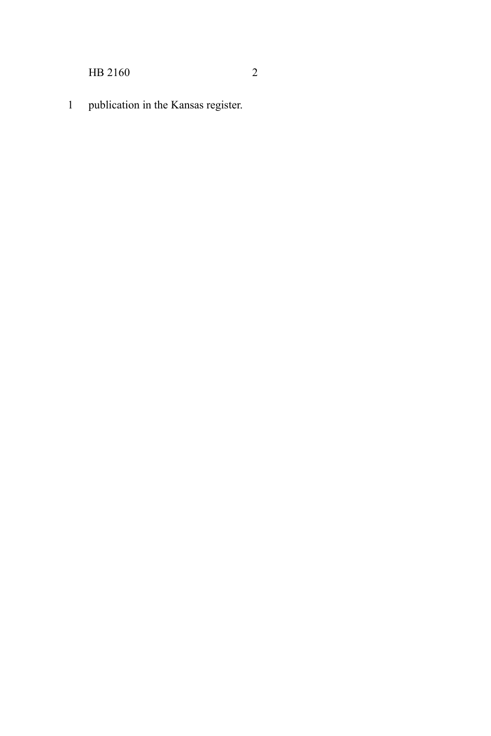publication in the Kansas register.